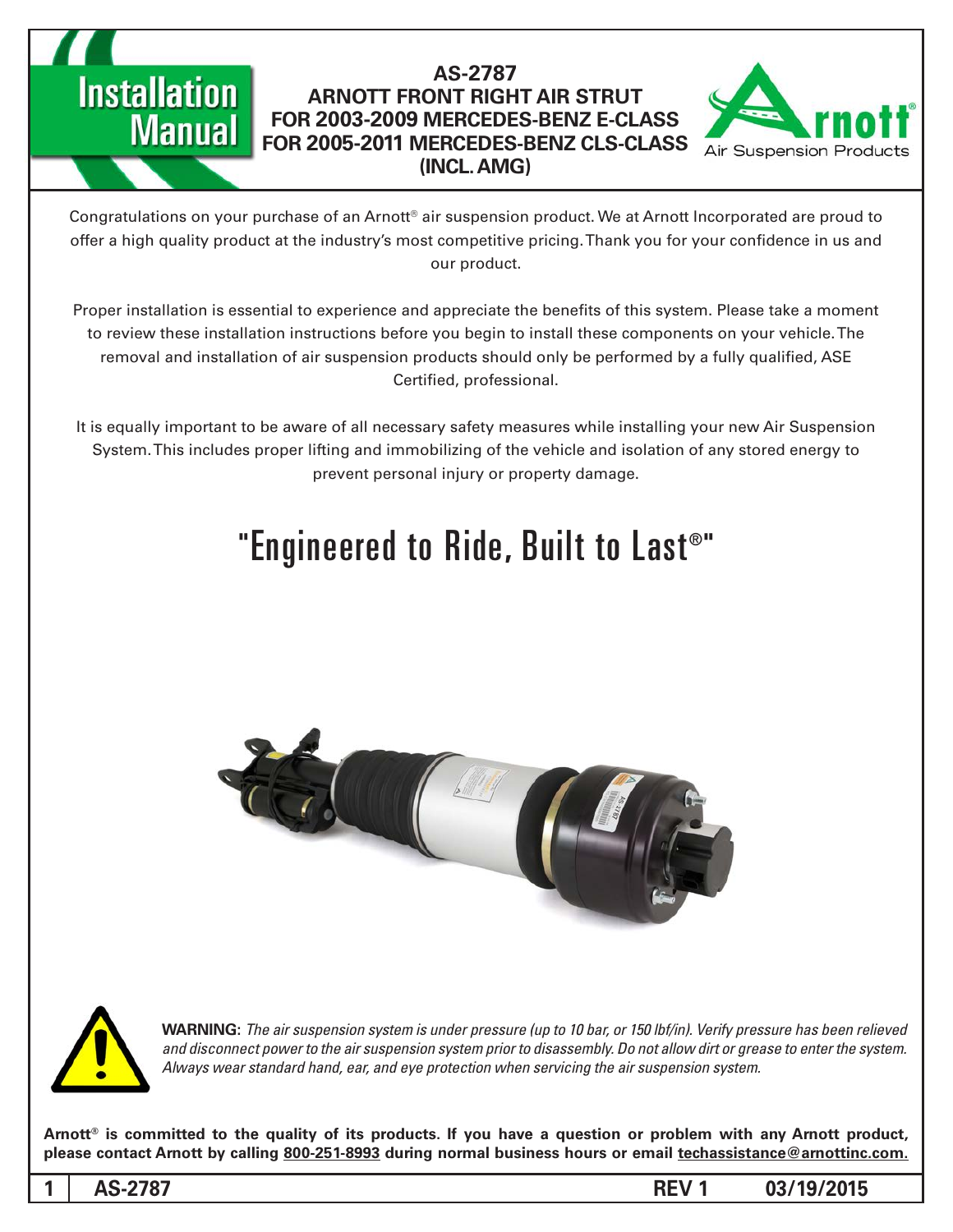# Installation Manual

## AS-2787
## ARNOTT FRONT RIGHT AIR STRUT
## FOR 2003-2009 MERCEDES-BENZ E-CLASS
## FOR 2005-2011 MERCEDES-BENZ CLS-CLASS (INCL. AMG)

Arnott® Air Suspension Products

Congratulations on your purchase of an Arnott® air suspension product. We at Arnott Incorporated are proud to offer a high quality product at the industry's most competitive pricing. Thank you for your confidence in us and our product.

Proper installation is essential to experience and appreciate the benefits of this system. Please take a moment to review these installation instructions before you begin to install these components on your vehicle. The removal and installation of air suspension products should only be performed by a fully qualified, ASE Certified, professional.

It is equally important to be aware of all necessary safety measures while installing your new Air Suspension System. This includes proper lifting and immobilizing of the vehicle and isolation of any stored energy to prevent personal injury or property damage.

# "Engineered to Ride, Built to Last®"

**WARNING:** *The air suspension system is under pressure (up to 10 bar, or 150 lbf/in). Verify pressure has been relieved and disconnect power to the air suspension system prior to disassembly. Do not allow dirt or grease to enter the system. Always wear standard hand, ear, and eye protection when servicing the air suspension system.*

**Arnott® is committed to the quality of its products. If you have a question or problem with any Arnott product, please contact Arnott by calling 800-251-8993 during normal business hours or email techassistance@arnottinc.com.**

AS-2787 REV 1 03/19/2015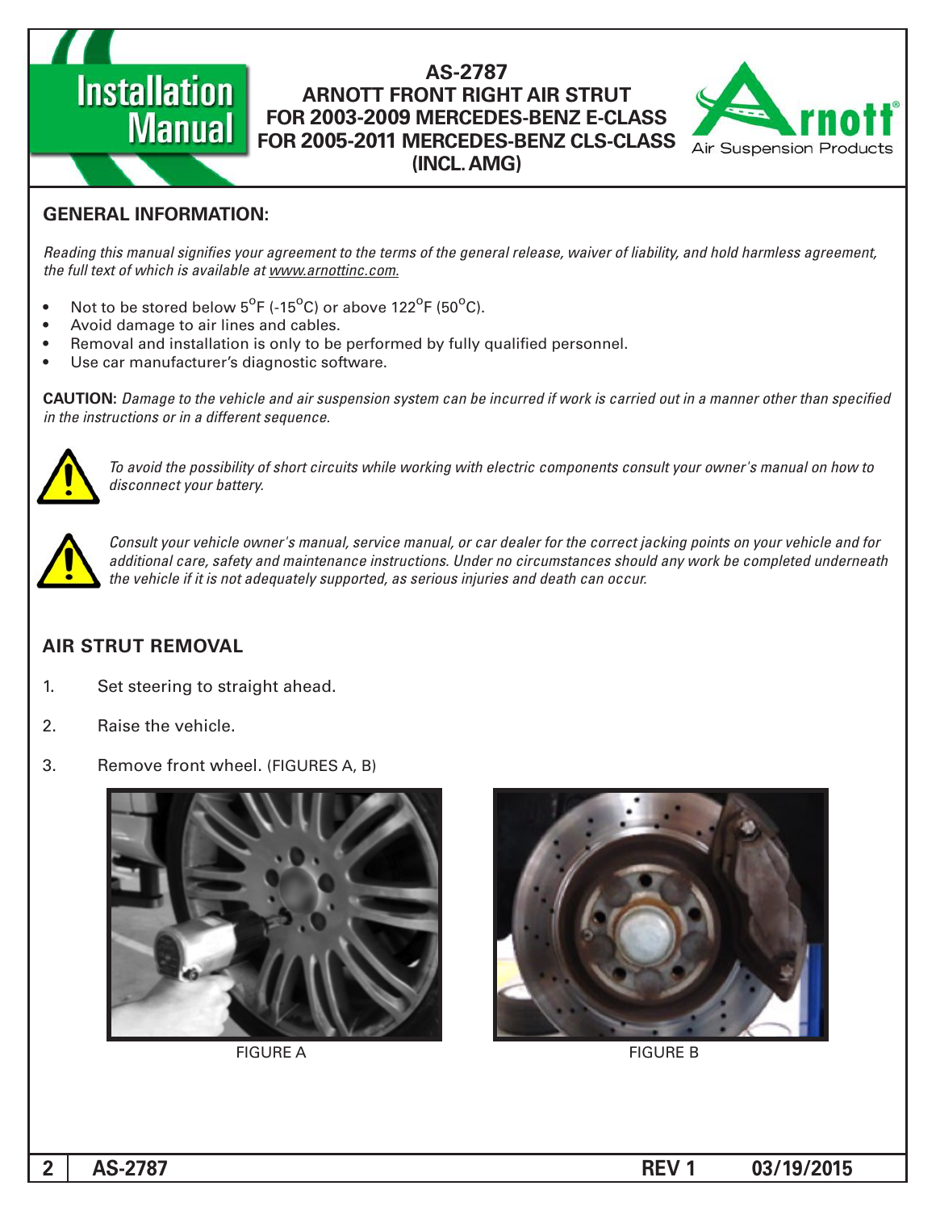# AS-2787
## ARNOTT FRONT RIGHT AIR STRUT
## FOR 2003-2009 MERCEDES-BENZ E-CLASS
## FOR 2005-2011 MERCEDES-BENZ CLS-CLASS
## (INCL. AMG)

## GENERAL INFORMATION:

*Reading this manual signifies your agreement to the terms of the general release, waiver of liability, and hold harmless agreement, the full text of which is available at www.arnottinc.com.*

- Not to be stored below 5°F (-15°C) or above 122°F (50°C).
- Avoid damage to air lines and cables.
- Removal and installation is only to be performed by fully qualified personnel.
- Use car manufacturer's diagnostic software.

**CAUTION:** *Damage to the vehicle and air suspension system can be incurred if work is carried out in a manner other than specified in the instructions or in a different sequence.*

*To avoid the possibility of short circuits while working with electric components consult your owner's manual on how to disconnect your battery.*

*Consult your vehicle owner's manual, service manual, or car dealer for the correct jacking points on your vehicle and for additional care, safety and maintenance instructions. Under no circumstances should any work be completed underneath the vehicle if it is not adequately supported, as serious injuries and death can occur.*

## AIR STRUT REMOVAL

1. Set steering to straight ahead.
2. Raise the vehicle.
3. Remove front wheel. (FIGURES A, B)

FIGURE A

FIGURE B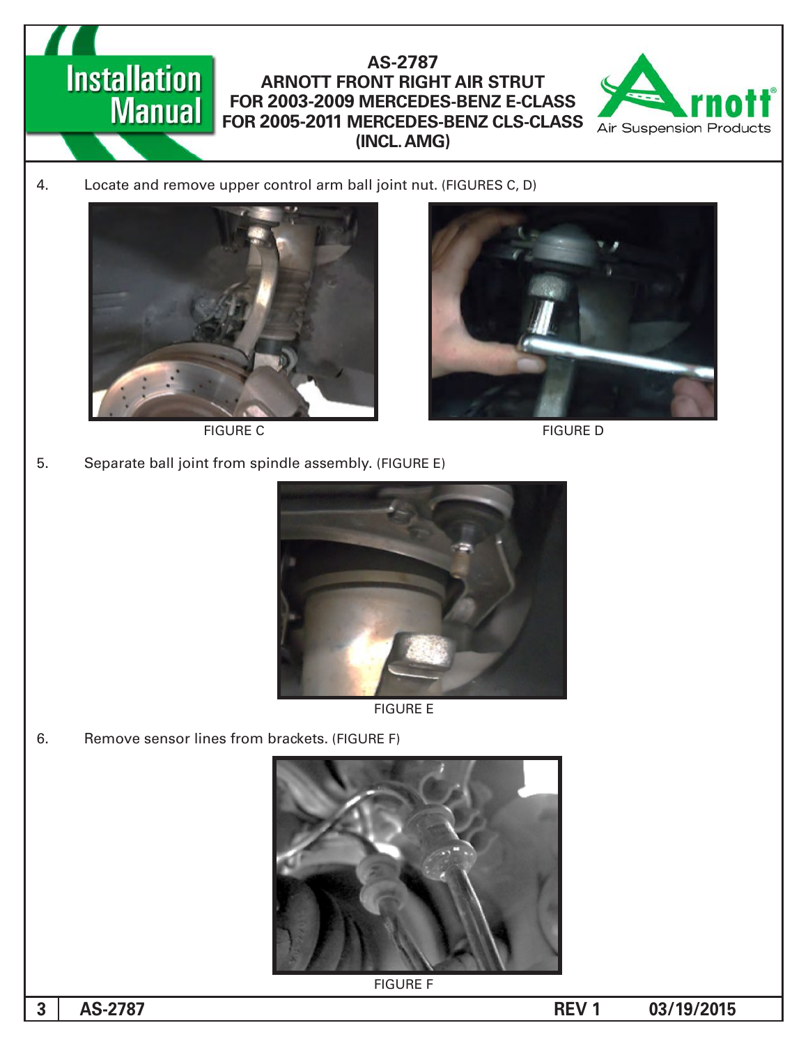4. Locate and remove upper control arm ball joint nut. (FIGURES C, D)

FIGURE C

FIGURE D

5. Separate ball joint from spindle assembly. (FIGURE E)

FIGURE E

6. Remove sensor lines from brackets. (FIGURE F)

FIGURE F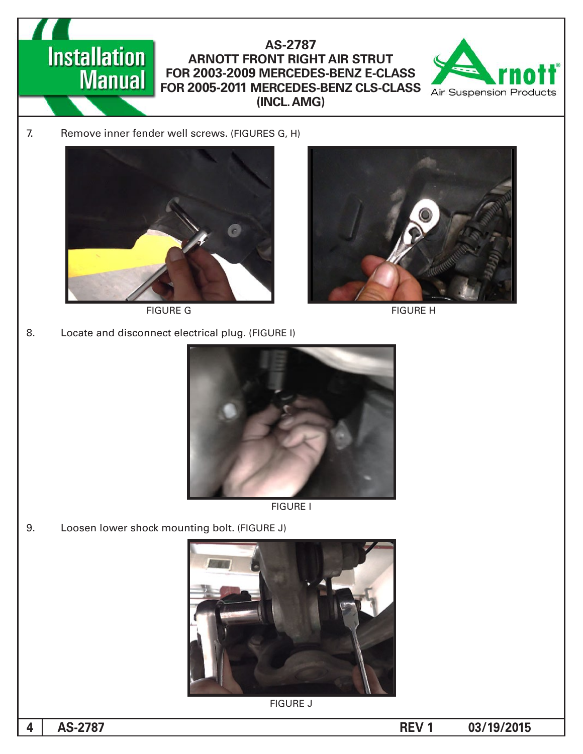7. Remove inner fender well screws. (FIGURES G, H)

FIGURE G

FIGURE H

8. Locate and disconnect electrical plug. (FIGURE I)

FIGURE I

9. Loosen lower shock mounting bolt. (FIGURE J)

FIGURE J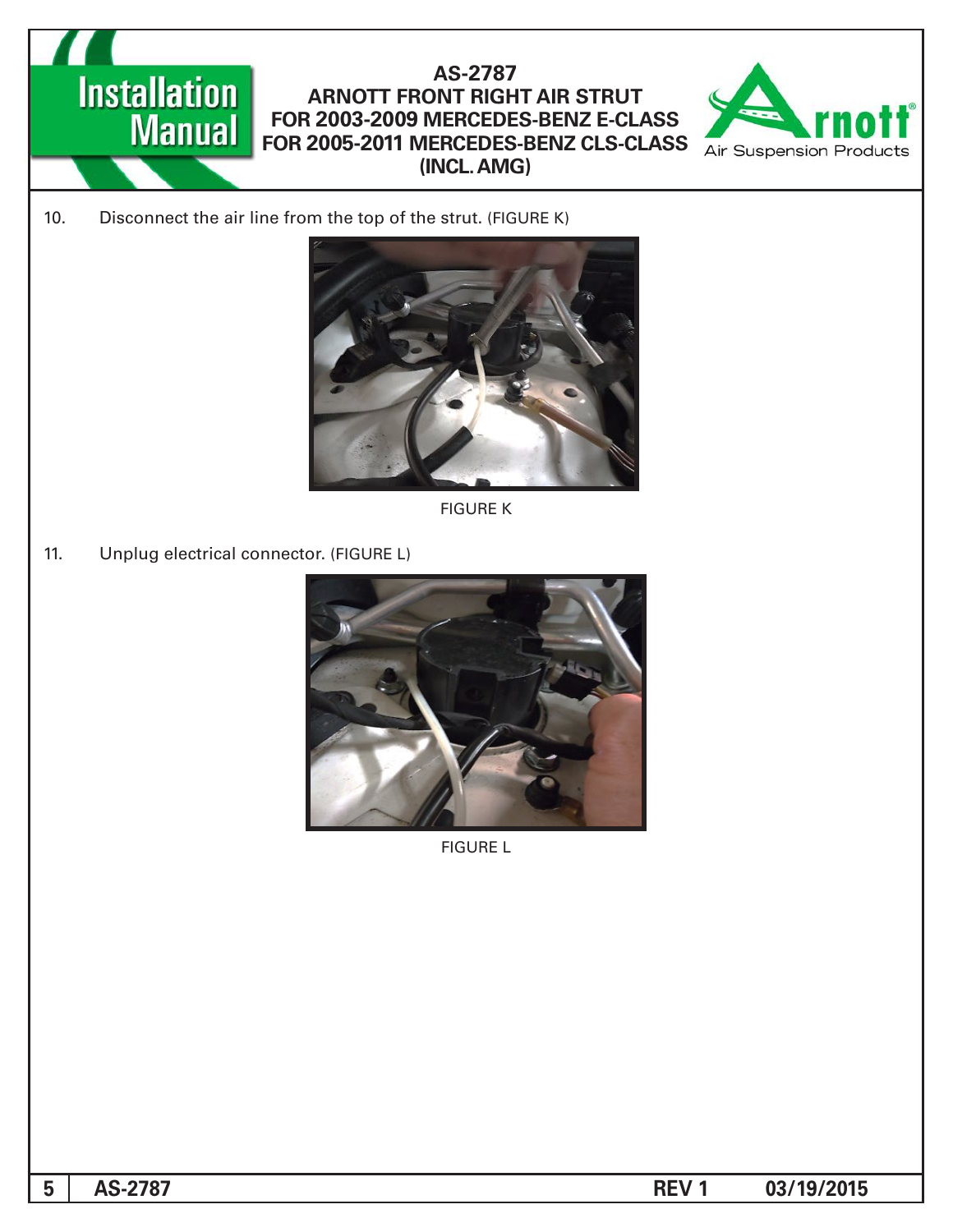10. Disconnect the air line from the top of the strut. (FIGURE K)

FIGURE K

11. Unplug electrical connector. (FIGURE L)

FIGURE L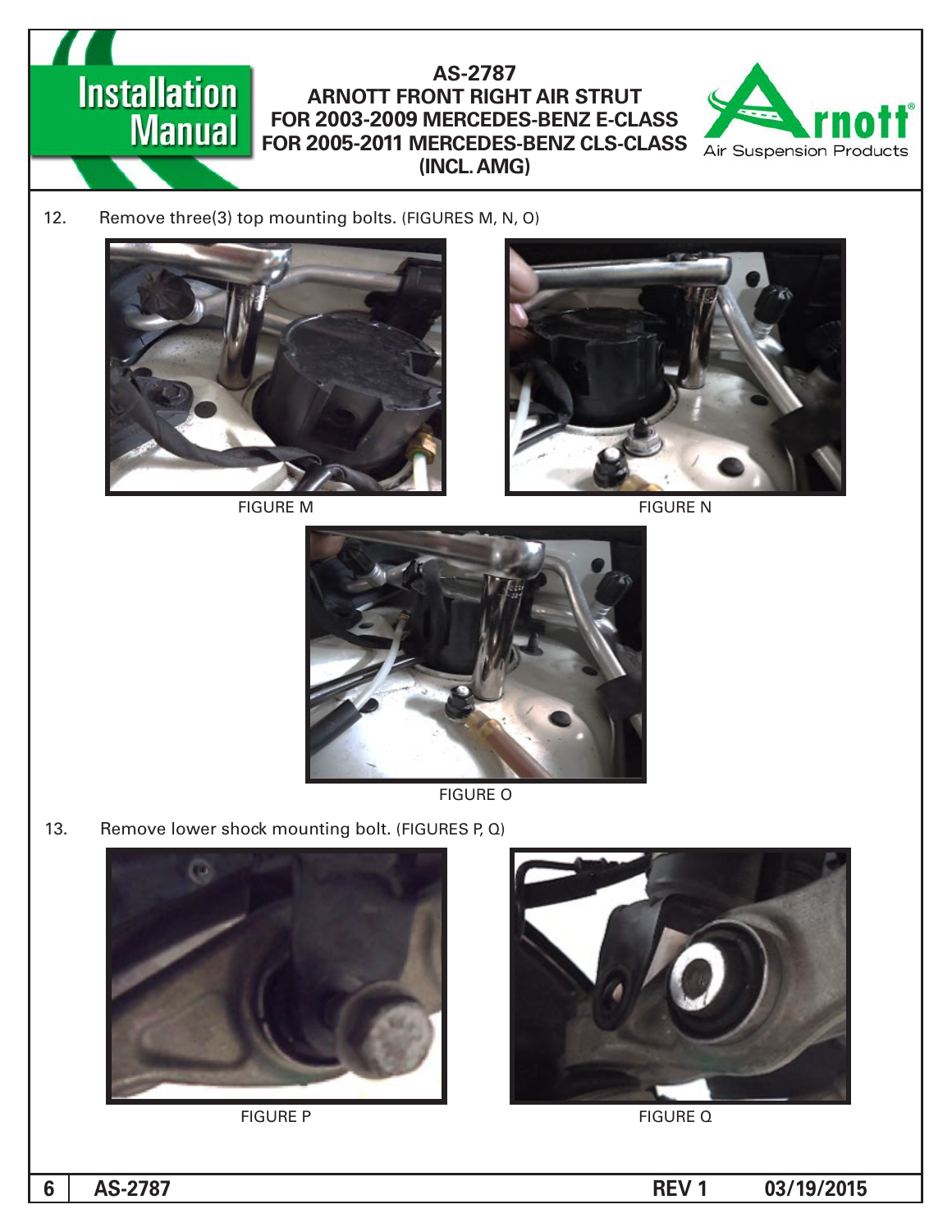12. Remove three(3) top mounting bolts. (FIGURES M, N, O)

FIGURE M

FIGURE N

FIGURE O

13. Remove lower shock mounting bolt. (FIGURES P, Q)

FIGURE P

FIGURE Q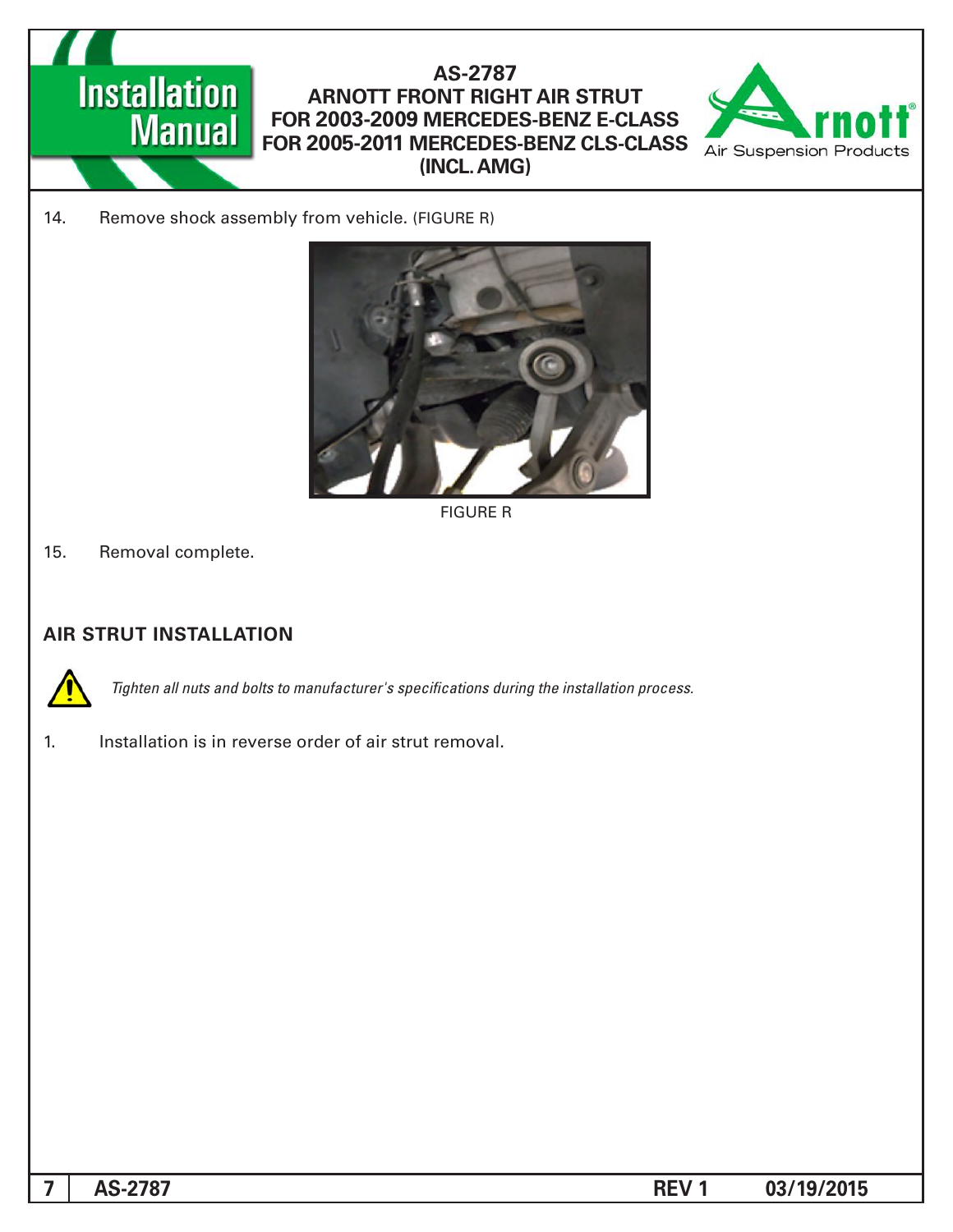14. Remove shock assembly from vehicle. (FIGURE R)

FIGURE R

15. Removal complete.

## AIR STRUT INSTALLATION

*Tighten all nuts and bolts to manufacturer's specifications during the installation process.*

1. Installation is in reverse order of air strut removal.